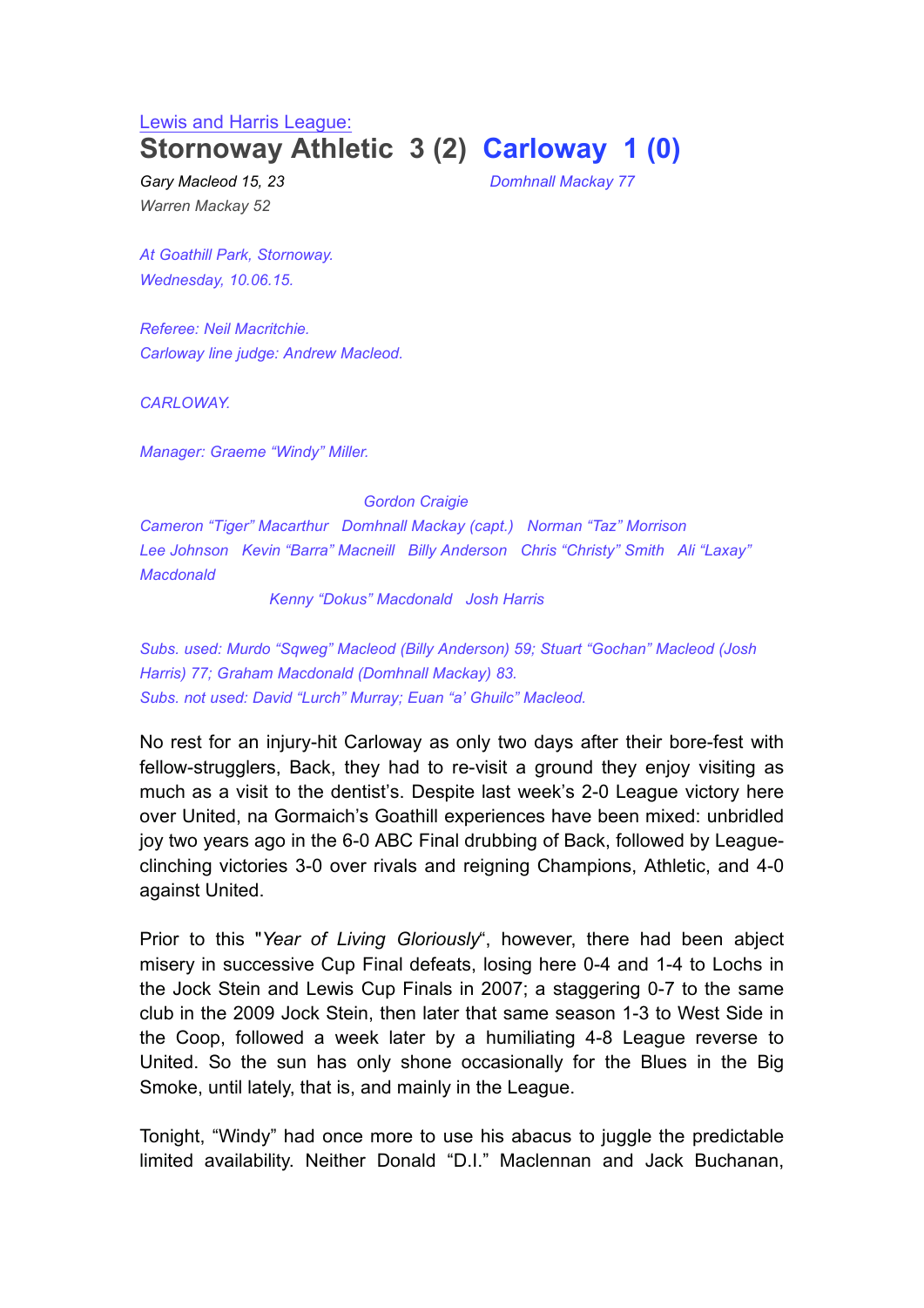[Lewis and Harris League:](#)

# Stornoway Athletic 3 (2) Carloway 1 (0)

*Gary Macleod 15, 23*
*Warren Mackay 52*

*Domhnall Mackay 77*

*At Goathill Park, Stornoway.*
*Wednesday, 10.06.15.*

*Referee: Neil Macritchie.*
*Carloway line judge: Andrew Macleod.*

*CARLOWAY.*

*Manager: Graeme "Windy" Miller.*

*Gordon Craigie*

*Cameron "Tiger" Macarthur Domhnall Mackay (capt.) Norman "Taz" Morrison*

*Lee Johnson Kevin "Barra" Macneill Billy Anderson Chris "Christy" Smith Ali "Laxay" Macdonald*

*Kenny "Dokus" Macdonald Josh Harris*

*Subs. used: Murdo "Sqweg" Macleod (Billy Anderson) 59; Stuart "Gochan" Macleod (Josh Harris) 77; Graham Macdonald (Domhnall Mackay) 83.*
*Subs. not used: David "Lurch" Murray; Euan "a' Ghuilc" Macleod.*

No rest for an injury-hit Carloway as only two days after their bore-fest with fellow-strugglers, Back, they had to re-visit a ground they enjoy visiting as much as a visit to the dentist's. Despite last week's 2-0 League victory here over United, na Gormaich's Goathill experiences have been mixed: unbridled joy two years ago in the 6-0 ABC Final drubbing of Back, followed by League-clinching victories 3-0 over rivals and reigning Champions, Athletic, and 4-0 against United.

Prior to this "*Year of Living Gloriously*", however, there had been abject misery in successive Cup Final defeats, losing here 0-4 and 1-4 to Lochs in the Jock Stein and Lewis Cup Finals in 2007; a staggering 0-7 to the same club in the 2009 Jock Stein, then later that same season 1-3 to West Side in the Coop, followed a week later by a humiliating 4-8 League reverse to United. So the sun has only shone occasionally for the Blues in the Big Smoke, until lately, that is, and mainly in the League.

Tonight, "Windy" had once more to use his abacus to juggle the predictable limited availability. Neither Donald "D.I." Maclennan and Jack Buchanan,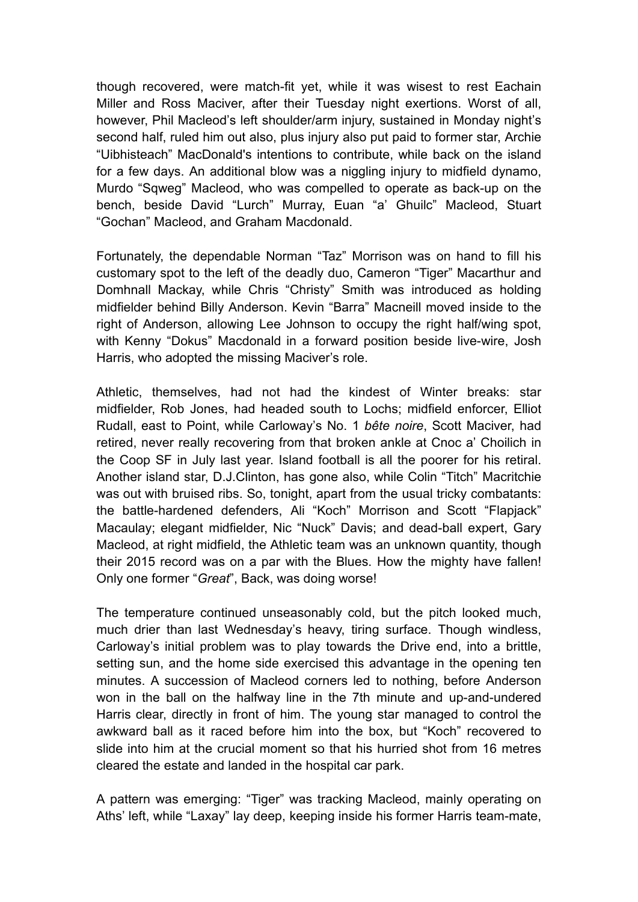though recovered, were match-fit yet, while it was wisest to rest Eachain Miller and Ross Maciver, after their Tuesday night exertions. Worst of all, however, Phil Macleod's left shoulder/arm injury, sustained in Monday night's second half, ruled him out also, plus injury also put paid to former star, Archie "Uibhisteach" MacDonald's intentions to contribute, while back on the island for a few days. An additional blow was a niggling injury to midfield dynamo, Murdo "Sqweg" Macleod, who was compelled to operate as back-up on the bench, beside David "Lurch" Murray, Euan "a' Ghuilc" Macleod, Stuart "Gochan" Macleod, and Graham Macdonald.

Fortunately, the dependable Norman "Taz" Morrison was on hand to fill his customary spot to the left of the deadly duo, Cameron "Tiger" Macarthur and Domhnall Mackay, while Chris "Christy" Smith was introduced as holding midfielder behind Billy Anderson. Kevin "Barra" Macneill moved inside to the right of Anderson, allowing Lee Johnson to occupy the right half/wing spot, with Kenny "Dokus" Macdonald in a forward position beside live-wire, Josh Harris, who adopted the missing Maciver's role.

Athletic, themselves, had not had the kindest of Winter breaks: star midfielder, Rob Jones, had headed south to Lochs; midfield enforcer, Elliot Rudall, east to Point, while Carloway's No. 1 *bête noire*, Scott Maciver, had retired, never really recovering from that broken ankle at Cnoc a' Choilich in the Coop SF in July last year. Island football is all the poorer for his retiral. Another island star, D.J.Clinton, has gone also, while Colin "Titch" Macritchie was out with bruised ribs. So, tonight, apart from the usual tricky combatants: the battle-hardened defenders, Ali "Koch" Morrison and Scott "Flapjack" Macaulay; elegant midfielder, Nic "Nuck" Davis; and dead-ball expert, Gary Macleod, at right midfield, the Athletic team was an unknown quantity, though their 2015 record was on a par with the Blues. How the mighty have fallen! Only one former "*Great*", Back, was doing worse!

The temperature continued unseasonably cold, but the pitch looked much, much drier than last Wednesday's heavy, tiring surface. Though windless, Carloway's initial problem was to play towards the Drive end, into a brittle, setting sun, and the home side exercised this advantage in the opening ten minutes. A succession of Macleod corners led to nothing, before Anderson won in the ball on the halfway line in the 7th minute and up-and-undered Harris clear, directly in front of him. The young star managed to control the awkward ball as it raced before him into the box, but "Koch" recovered to slide into him at the crucial moment so that his hurried shot from 16 metres cleared the estate and landed in the hospital car park.

A pattern was emerging: "Tiger" was tracking Macleod, mainly operating on Aths' left, while "Laxay" lay deep, keeping inside his former Harris team-mate,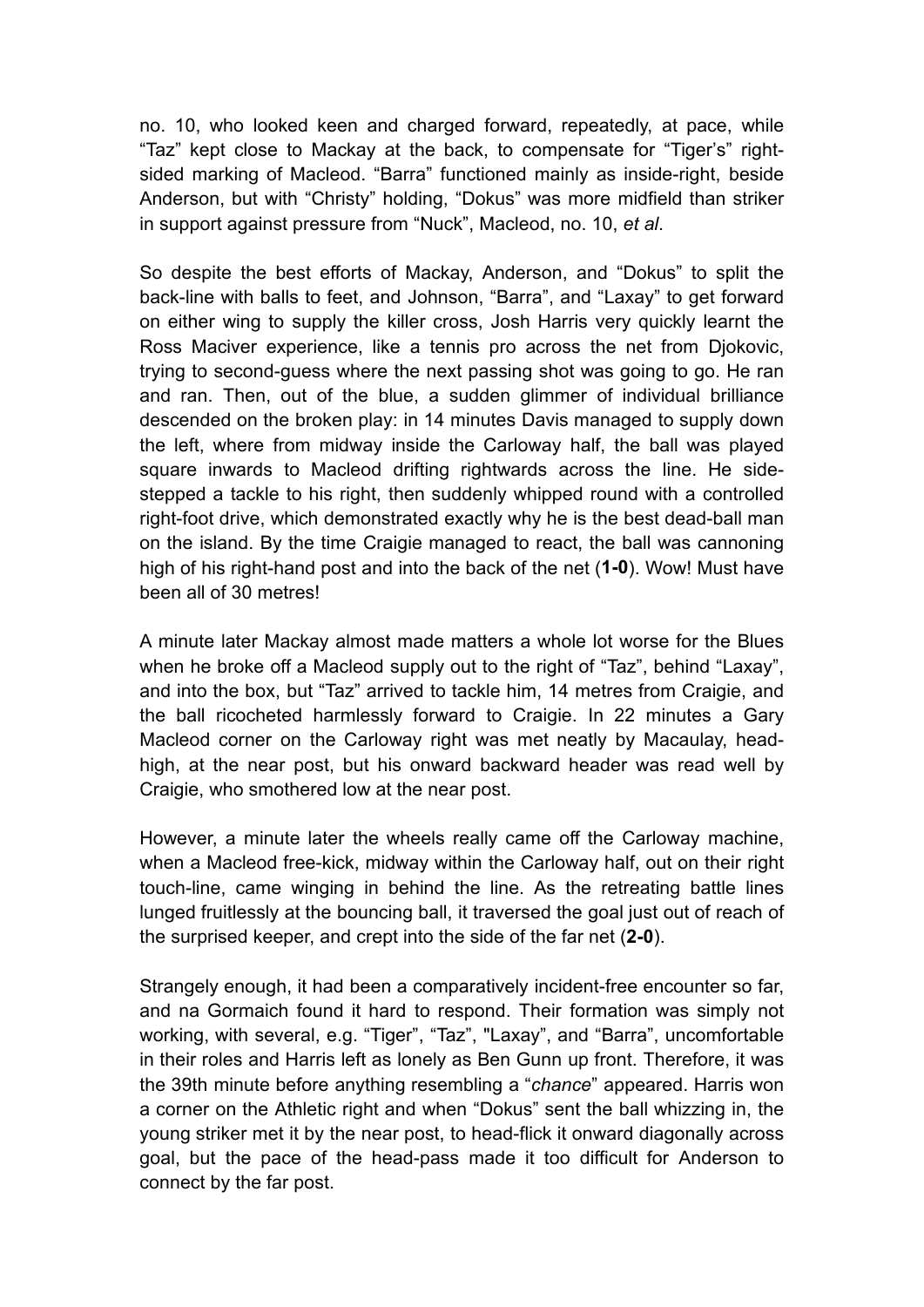no. 10, who looked keen and charged forward, repeatedly, at pace, while "Taz" kept close to Mackay at the back, to compensate for "Tiger's" right-sided marking of Macleod. "Barra" functioned mainly as inside-right, beside Anderson, but with "Christy" holding, "Dokus" was more midfield than striker in support against pressure from "Nuck", Macleod, no. 10, *et al*.

So despite the best efforts of Mackay, Anderson, and "Dokus" to split the back-line with balls to feet, and Johnson, "Barra", and "Laxay" to get forward on either wing to supply the killer cross, Josh Harris very quickly learnt the Ross Maciver experience, like a tennis pro across the net from Djokovic, trying to second-guess where the next passing shot was going to go. He ran and ran. Then, out of the blue, a sudden glimmer of individual brilliance descended on the broken play: in 14 minutes Davis managed to supply down the left, where from midway inside the Carloway half, the ball was played square inwards to Macleod drifting rightwards across the line. He side-stepped a tackle to his right, then suddenly whipped round with a controlled right-foot drive, which demonstrated exactly why he is the best dead-ball man on the island. By the time Craigie managed to react, the ball was cannoning high of his right-hand post and into the back of the net (**1-0**). Wow! Must have been all of 30 metres!

A minute later Mackay almost made matters a whole lot worse for the Blues when he broke off a Macleod supply out to the right of "Taz", behind "Laxay", and into the box, but "Taz" arrived to tackle him, 14 metres from Craigie, and the ball ricocheted harmlessly forward to Craigie. In 22 minutes a Gary Macleod corner on the Carloway right was met neatly by Macaulay, head-high, at the near post, but his onward backward header was read well by Craigie, who smothered low at the near post.

However, a minute later the wheels really came off the Carloway machine, when a Macleod free-kick, midway within the Carloway half, out on their right touch-line, came winging in behind the line. As the retreating battle lines lunged fruitlessly at the bouncing ball, it traversed the goal just out of reach of the surprised keeper, and crept into the side of the far net (**2-0**).

Strangely enough, it had been a comparatively incident-free encounter so far, and na Gormaich found it hard to respond. Their formation was simply not working, with several, e.g. "Tiger", "Taz", "Laxay", and "Barra", uncomfortable in their roles and Harris left as lonely as Ben Gunn up front. Therefore, it was the 39th minute before anything resembling a "*chance*" appeared. Harris won a corner on the Athletic right and when "Dokus" sent the ball whizzing in, the young striker met it by the near post, to head-flick it onward diagonally across goal, but the pace of the head-pass made it too difficult for Anderson to connect by the far post.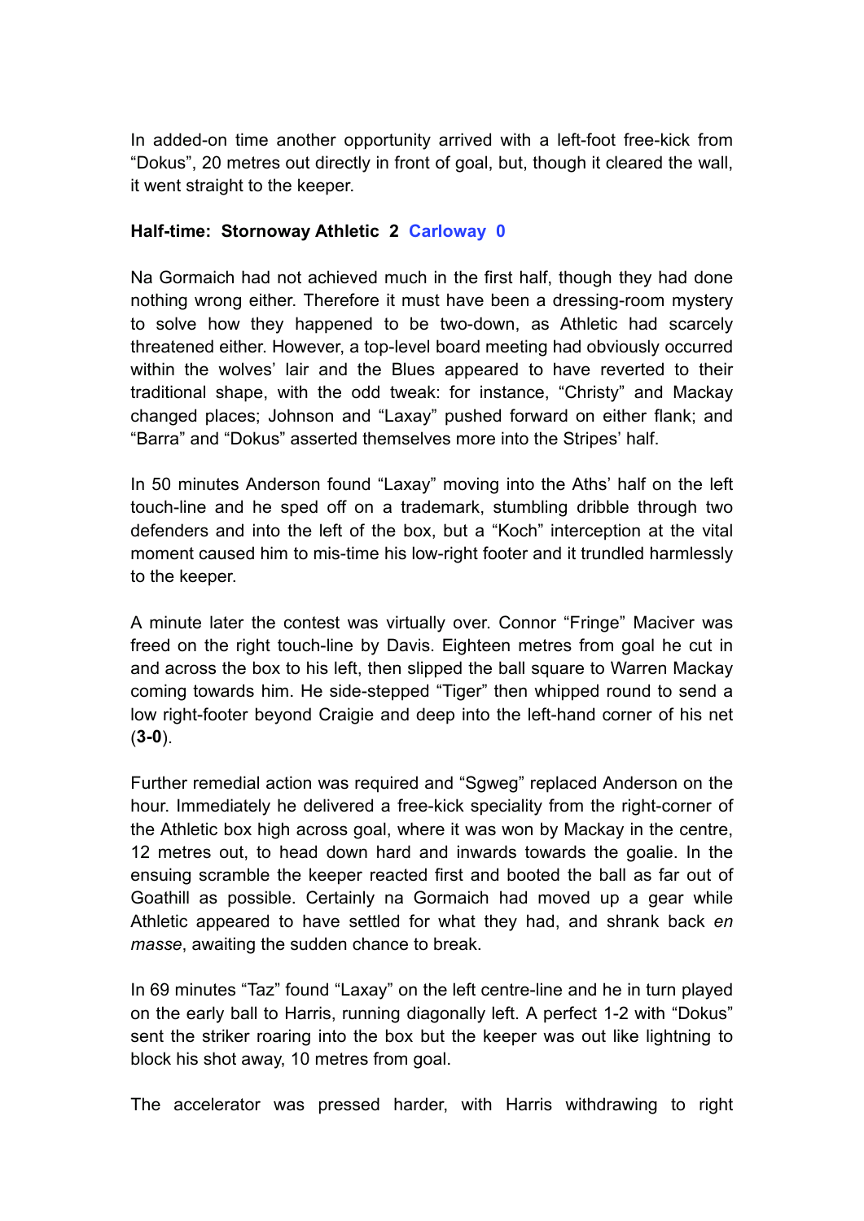In added-on time another opportunity arrived with a left-foot free-kick from "Dokus", 20 metres out directly in front of goal, but, though it cleared the wall, it went straight to the keeper.

**Half-time: Stornoway Athletic 2 Carloway 0**

Na Gormaich had not achieved much in the first half, though they had done nothing wrong either. Therefore it must have been a dressing-room mystery to solve how they happened to be two-down, as Athletic had scarcely threatened either. However, a top-level board meeting had obviously occurred within the wolves' lair and the Blues appeared to have reverted to their traditional shape, with the odd tweak: for instance, "Christy" and Mackay changed places; Johnson and "Laxay" pushed forward on either flank; and "Barra" and "Dokus" asserted themselves more into the Stripes' half.

In 50 minutes Anderson found "Laxay" moving into the Aths' half on the left touch-line and he sped off on a trademark, stumbling dribble through two defenders and into the left of the box, but a "Koch" interception at the vital moment caused him to mis-time his low-right footer and it trundled harmlessly to the keeper.

A minute later the contest was virtually over. Connor "Fringe" Maciver was freed on the right touch-line by Davis. Eighteen metres from goal he cut in and across the box to his left, then slipped the ball square to Warren Mackay coming towards him. He side-stepped "Tiger" then whipped round to send a low right-footer beyond Craigie and deep into the left-hand corner of his net (**3-0**).

Further remedial action was required and "Sgweg" replaced Anderson on the hour. Immediately he delivered a free-kick speciality from the right-corner of the Athletic box high across goal, where it was won by Mackay in the centre, 12 metres out, to head down hard and inwards towards the goalie. In the ensuing scramble the keeper reacted first and booted the ball as far out of Goathill as possible. Certainly na Gormaich had moved up a gear while Athletic appeared to have settled for what they had, and shrank back *en masse*, awaiting the sudden chance to break.

In 69 minutes "Taz" found "Laxay" on the left centre-line and he in turn played on the early ball to Harris, running diagonally left. A perfect 1-2 with "Dokus" sent the striker roaring into the box but the keeper was out like lightning to block his shot away, 10 metres from goal.

The accelerator was pressed harder, with Harris withdrawing to right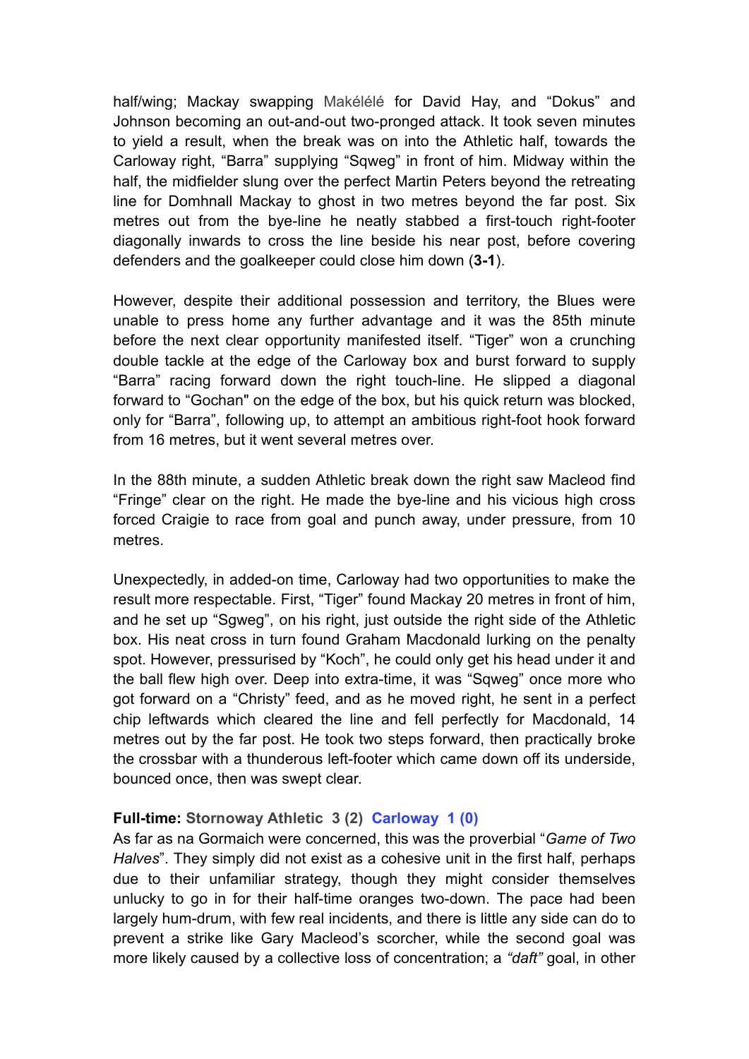half/wing; Mackay swapping Makélélé for David Hay, and "Dokus" and Johnson becoming an out-and-out two-pronged attack. It took seven minutes to yield a result, when the break was on into the Athletic half, towards the Carloway right, "Barra" supplying "Sqweg" in front of him. Midway within the half, the midfielder slung over the perfect Martin Peters beyond the retreating line for Domhnall Mackay to ghost in two metres beyond the far post. Six metres out from the bye-line he neatly stabbed a first-touch right-footer diagonally inwards to cross the line beside his near post, before covering defenders and the goalkeeper could close him down (**3-1**).

However, despite their additional possession and territory, the Blues were unable to press home any further advantage and it was the 85th minute before the next clear opportunity manifested itself. "Tiger" won a crunching double tackle at the edge of the Carloway box and burst forward to supply "Barra" racing forward down the right touch-line. He slipped a diagonal forward to "Gochan" on the edge of the box, but his quick return was blocked, only for "Barra", following up, to attempt an ambitious right-foot hook forward from 16 metres, but it went several metres over.

In the 88th minute, a sudden Athletic break down the right saw Macleod find "Fringe" clear on the right. He made the bye-line and his vicious high cross forced Craigie to race from goal and punch away, under pressure, from 10 metres.

Unexpectedly, in added-on time, Carloway had two opportunities to make the result more respectable. First, "Tiger" found Mackay 20 metres in front of him, and he set up "Sgweg", on his right, just outside the right side of the Athletic box. His neat cross in turn found Graham Macdonald lurking on the penalty spot. However, pressurised by "Koch", he could only get his head under it and the ball flew high over. Deep into extra-time, it was "Sqweg" once more who got forward on a "Christy" feed, and as he moved right, he sent in a perfect chip leftwards which cleared the line and fell perfectly for Macdonald, 14 metres out by the far post. He took two steps forward, then practically broke the crossbar with a thunderous left-footer which came down off its underside, bounced once, then was swept clear.

**Full-time: Stornoway Athletic 3 (2) Carloway 1 (0)**
As far as na Gormaich were concerned, this was the proverbial "*Game of Two Halves*". They simply did not exist as a cohesive unit in the first half, perhaps due to their unfamiliar strategy, though they might consider themselves unlucky to go in for their half-time oranges two-down. The pace had been largely hum-drum, with few real incidents, and there is little any side can do to prevent a strike like Gary Macleod's scorcher, while the second goal was more likely caused by a collective loss of concentration; a *"daft"* goal, in other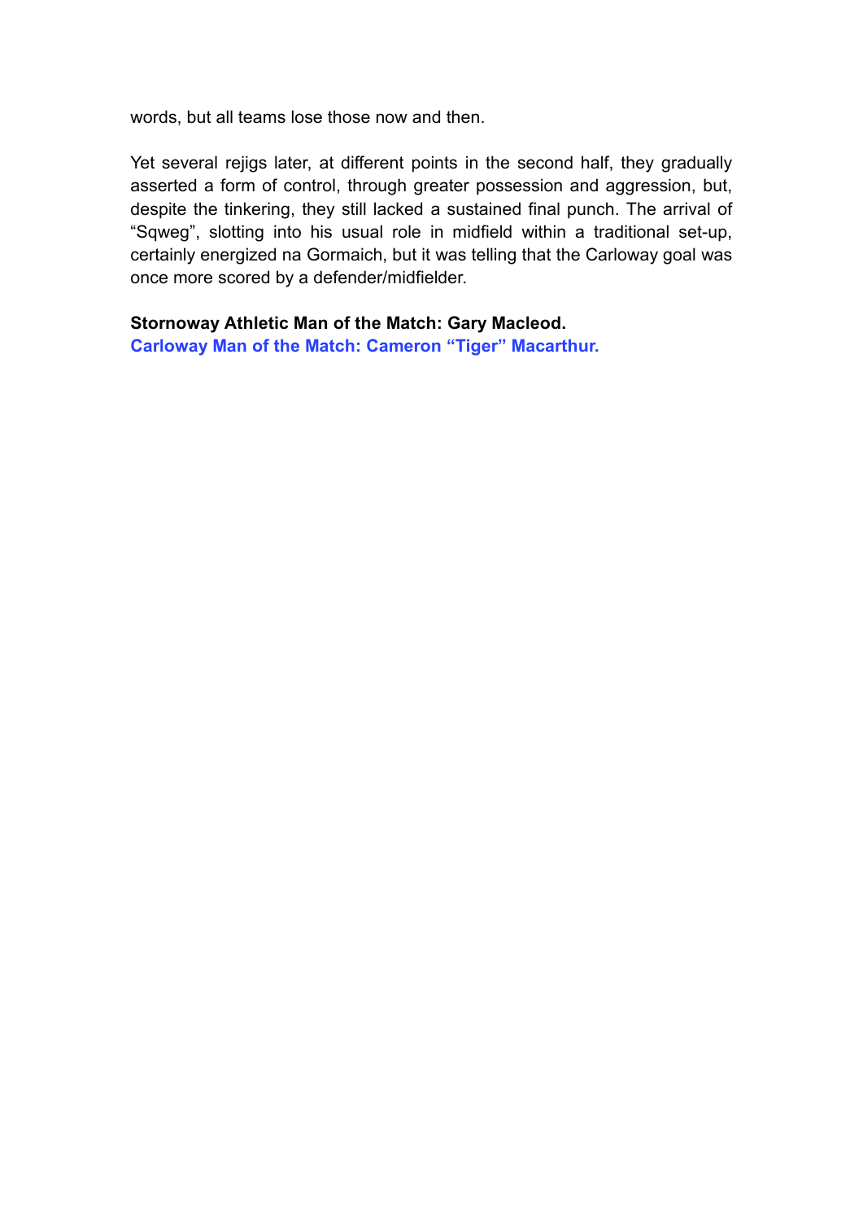words, but all teams lose those now and then.

Yet several rejigs later, at different points in the second half, they gradually asserted a form of control, through greater possession and aggression, but, despite the tinkering, they still lacked a sustained final punch. The arrival of "Sqweg", slotting into his usual role in midfield within a traditional set-up, certainly energized na Gormaich, but it was telling that the Carloway goal was once more scored by a defender/midfielder.

**Stornoway Athletic Man of the Match: Gary Macleod.**
**Carloway Man of the Match: Cameron "Tiger" Macarthur.**